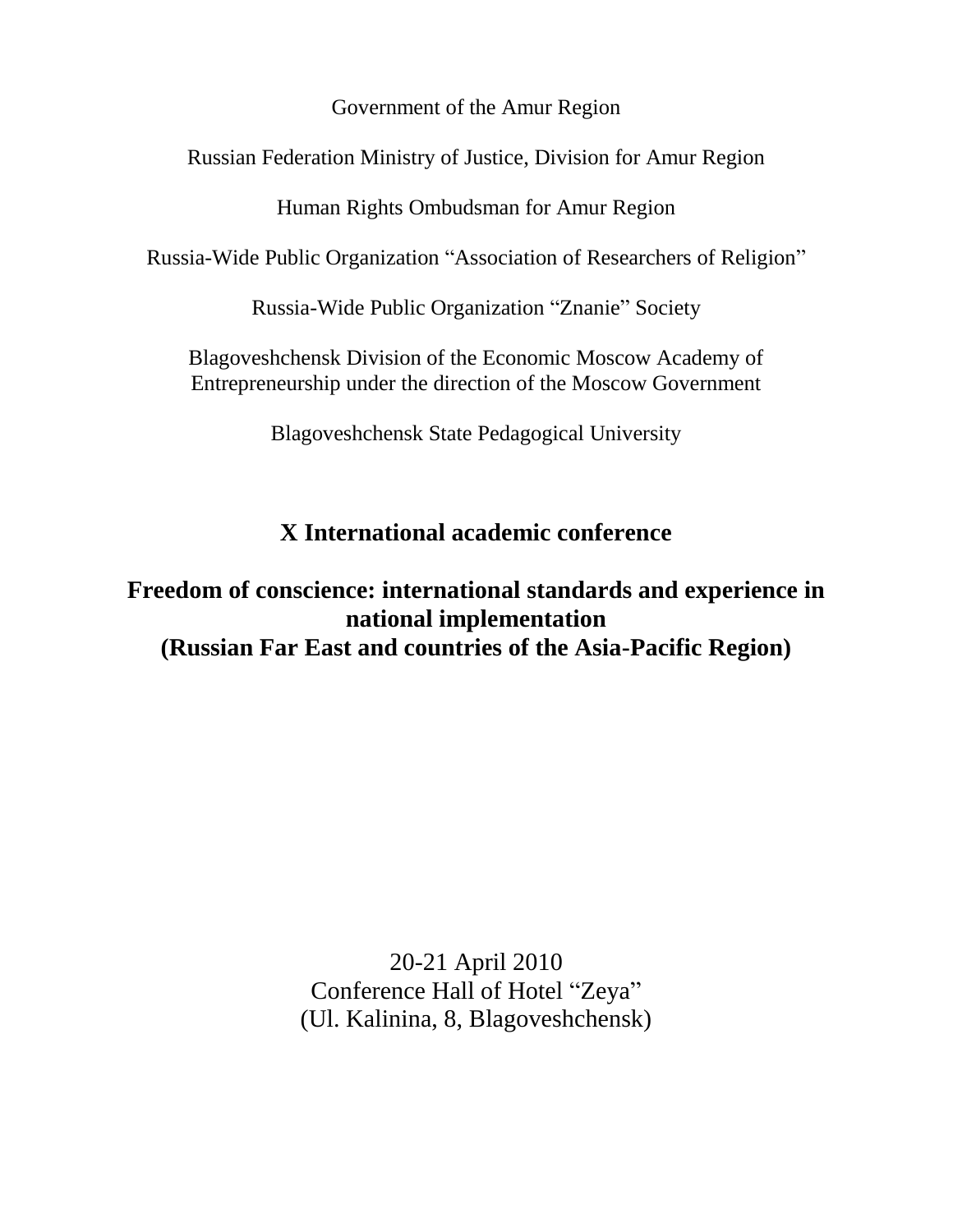Government of the Amur Region

Russian Federation Ministry of Justice, Division for Amur Region

Human Rights Ombudsman for Amur Region

Russia-Wide Public Organization “Association of Researchers of Religion”

Russia-Wide Public Organization “Znanie” Society

Blagoveshchensk Division of the Economic Moscow Academy of Entrepreneurship under the direction of the Moscow Government

Blagoveshchensk State Pedagogical University

# X International academic conference

# Freedom of conscience: international standards and experience in national implementation (Russian Far East and countries of the Asia-Pacific Region)

20-21 April 2010
Conference Hall of Hotel “Zeya”
(Ul. Kalinina, 8, Blagoveshchensk)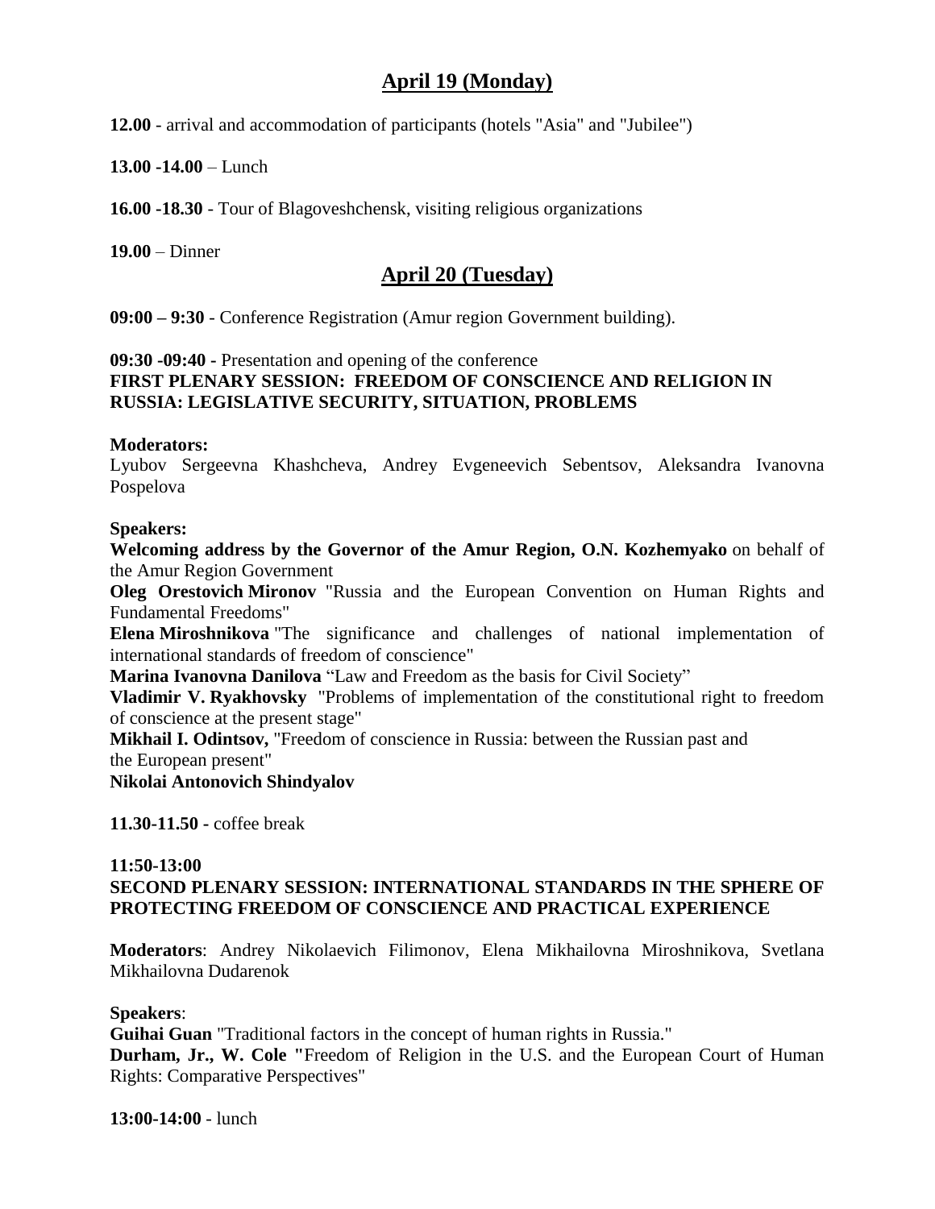## April 19 (Monday)

**12.00** - arrival and accommodation of participants (hotels "Asia" and "Jubilee")

**13.00 -14.00** – Lunch

**16.00 -18.30** - Tour of Blagoveshchensk, visiting religious organizations

**19.00** – Dinner

## April 20 (Tuesday)

**09:00 – 9:30** - Conference Registration (Amur region Government building).

**09:30 -09:40 -** Presentation and opening of the conference
**FIRST PLENARY SESSION: FREEDOM OF CONSCIENCE AND RELIGION IN RUSSIA: LEGISLATIVE SECURITY, SITUATION, PROBLEMS**

**Moderators:**
Lyubov Sergeevna Khashcheva, Andrey Evgeneevich Sebentsov, Aleksandra Ivanovna Pospelova

**Speakers:**
**Welcoming address by the Governor of the Amur Region, O.N. Kozhemyako** on behalf of the Amur Region Government
**Oleg Orestovich Mironov** "Russia and the European Convention on Human Rights and Fundamental Freedoms"
**Elena Miroshnikova** "The significance and challenges of national implementation of international standards of freedom of conscience"
**Marina Ivanovna Danilova** "Law and Freedom as the basis for Civil Society"
**Vladimir V. Ryakhovsky** "Problems of implementation of the constitutional right to freedom of conscience at the present stage"
**Mikhail I. Odintsov,** "Freedom of conscience in Russia: between the Russian past and the European present"
**Nikolai Antonovich Shindyalov**

**11.30-11.50 -** coffee break

**11:50-13:00**
**SECOND PLENARY SESSION: INTERNATIONAL STANDARDS IN THE SPHERE OF PROTECTING FREEDOM OF CONSCIENCE AND PRACTICAL EXPERIENCE**

**Moderators**: Andrey Nikolaevich Filimonov, Elena Mikhailovna Miroshnikova, Svetlana Mikhailovna Dudarenok

**Speakers**:
**Guihai Guan** "Traditional factors in the concept of human rights in Russia."
**Durham, Jr., W. Cole "**Freedom of Religion in the U.S. and the European Court of Human Rights: Comparative Perspectives"

**13:00-14:00** - lunch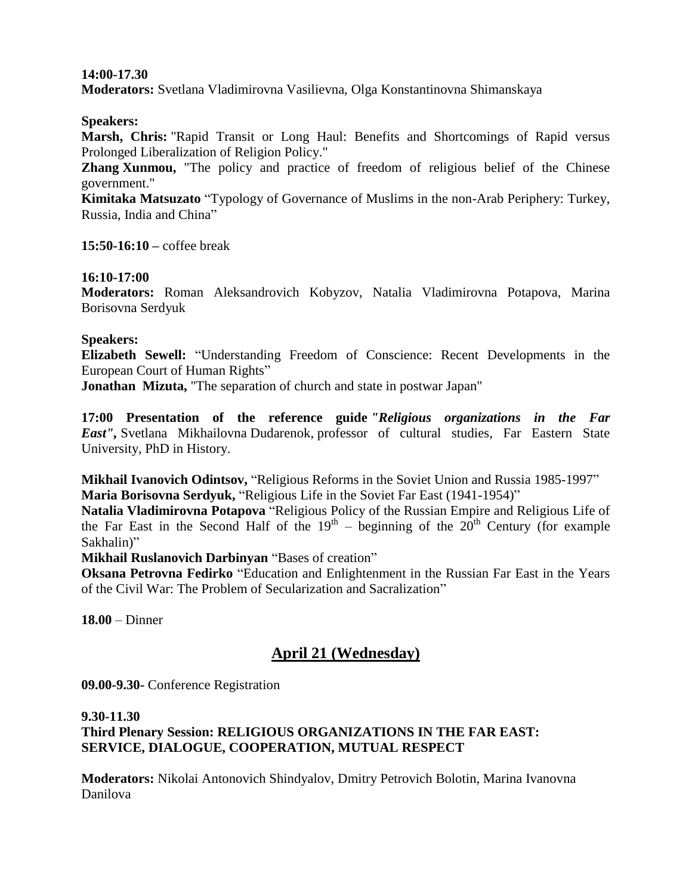**14:00-17.30**
**Moderators:** Svetlana Vladimirovna Vasilievna, Olga Konstantinovna Shimanskaya

**Speakers:**
**Marsh, Chris:** "Rapid Transit or Long Haul: Benefits and Shortcomings of Rapid versus Prolonged Liberalization of Religion Policy."
**Zhang Xunmou,** "The policy and practice of freedom of religious belief of the Chinese government."
**Kimitaka Matsuzato** "Typology of Governance of Muslims in the non-Arab Periphery: Turkey, Russia, India and China"

**15:50-16:10 –** coffee break

**16:10-17:00**
**Moderators:** Roman Aleksandrovich Kobyzov, Natalia Vladimirovna Potapova, Marina Borisovna Serdyuk

**Speakers:**
**Elizabeth Sewell:** "Understanding Freedom of Conscience: Recent Developments in the European Court of Human Rights"
**Jonathan Mizuta,** "The separation of church and state in postwar Japan"

**17:00 Presentation of the reference guide *"Religious organizations in the Far East",*** Svetlana Mikhailovna Dudarenok, professor of cultural studies, Far Eastern State University, PhD in History.

**Mikhail Ivanovich Odintsov,** "Religious Reforms in the Soviet Union and Russia 1985-1997"
**Maria Borisovna Serdyuk,** "Religious Life in the Soviet Far East (1941-1954)"
**Natalia Vladimirovna Potapova** "Religious Policy of the Russian Empire and Religious Life of the Far East in the Second Half of the 19th – beginning of the 20th Century (for example Sakhalin)"
**Mikhail Ruslanovich Darbinyan** "Bases of creation"
**Oksana Petrovna Fedirko** "Education and Enlightenment in the Russian Far East in the Years of the Civil War: The Problem of Secularization and Sacralization"

**18.00** – Dinner

## April 21 (Wednesday)

**09.00-9.30-** Conference Registration

**9.30-11.30**
**Third Plenary Session: RELIGIOUS ORGANIZATIONS IN THE FAR EAST: SERVICE, DIALOGUE, COOPERATION, MUTUAL RESPECT**

**Moderators:** Nikolai Antonovich Shindyalov, Dmitry Petrovich Bolotin, Marina Ivanovna Danilova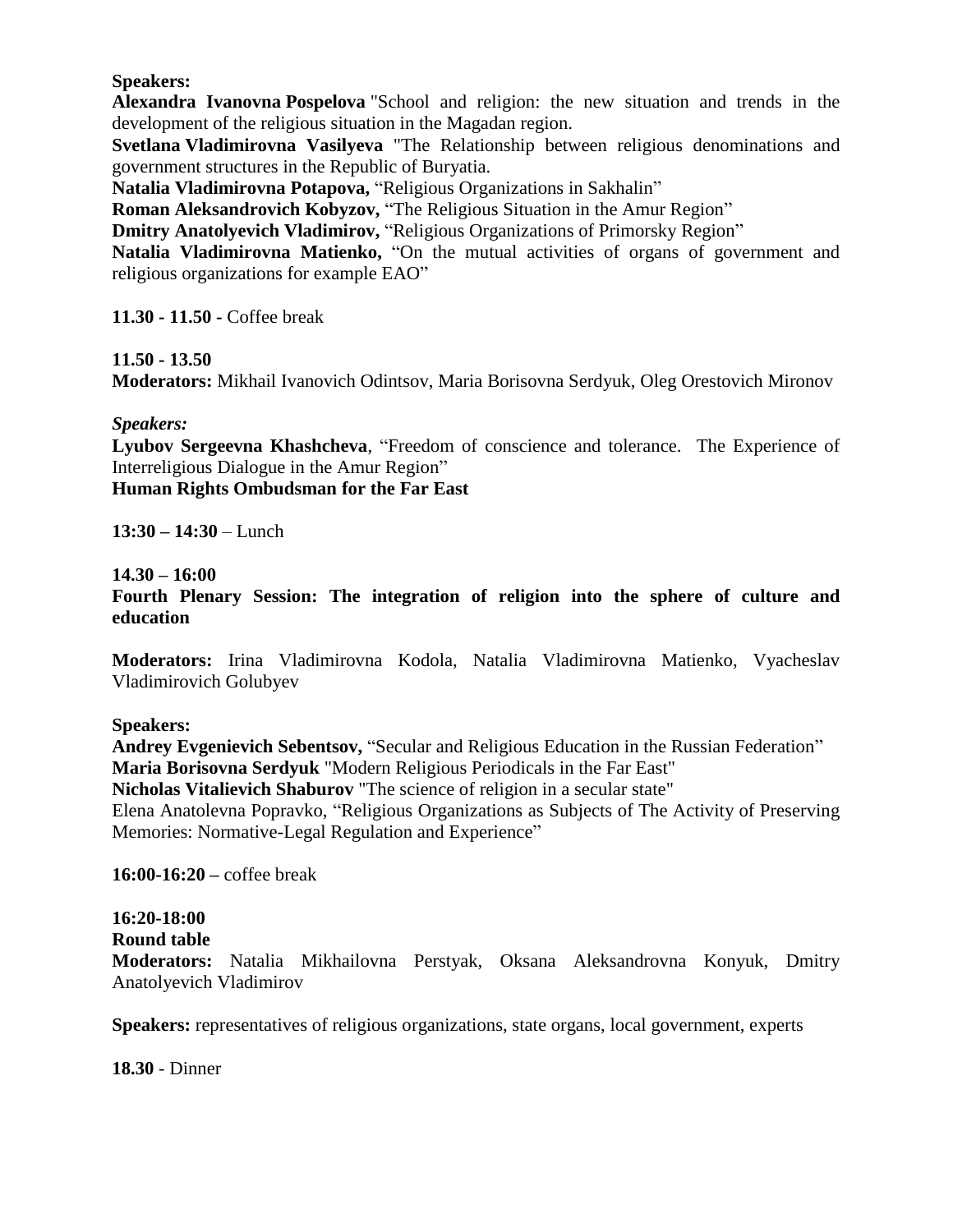**Speakers:**

**Alexandra Ivanovna Pospelova** "School and religion: the new situation and trends in the development of the religious situation in the Magadan region.

**Svetlana Vladimirovna Vasilyeva** "The Relationship between religious denominations and government structures in the Republic of Buryatia.

**Natalia Vladimirovna Potapova,** "Religious Organizations in Sakhalin"

**Roman Aleksandrovich Kobyzov,** "The Religious Situation in the Amur Region"

**Dmitry Anatolyevich Vladimirov,** "Religious Organizations of Primorsky Region"

**Natalia Vladimirovna Matienko,** "On the mutual activities of organs of government and religious organizations for example EAO"

**11.30 - 11.50 -** Coffee break

**11.50 - 13.50**

**Moderators:** Mikhail Ivanovich Odintsov, Maria Borisovna Serdyuk, Oleg Orestovich Mironov

***Speakers:***

**Lyubov Sergeevna Khashcheva**, "Freedom of conscience and tolerance. The Experience of Interreligious Dialogue in the Amur Region"

**Human Rights Ombudsman for the Far East**

**13:30 – 14:30** – Lunch

**14.30 – 16:00**

**Fourth Plenary Session: The integration of religion into the sphere of culture and education**

**Moderators:** Irina Vladimirovna Kodola, Natalia Vladimirovna Matienko, Vyacheslav Vladimirovich Golubyev

**Speakers:**

**Andrey Evgenievich Sebentsov,** "Secular and Religious Education in the Russian Federation"

**Maria Borisovna Serdyuk** "Modern Religious Periodicals in the Far East"

**Nicholas Vitalievich Shaburov** "The science of religion in a secular state"

Elena Anatolevna Popravko, "Religious Organizations as Subjects of The Activity of Preserving Memories: Normative-Legal Regulation and Experience"

**16:00-16:20 –** coffee break

**16:20-18:00**

**Round table**

**Moderators:** Natalia Mikhailovna Perstyak, Oksana Aleksandrovna Konyuk, Dmitry Anatolyevich Vladimirov

**Speakers:** representatives of religious organizations, state organs, local government, experts

**18.30** - Dinner